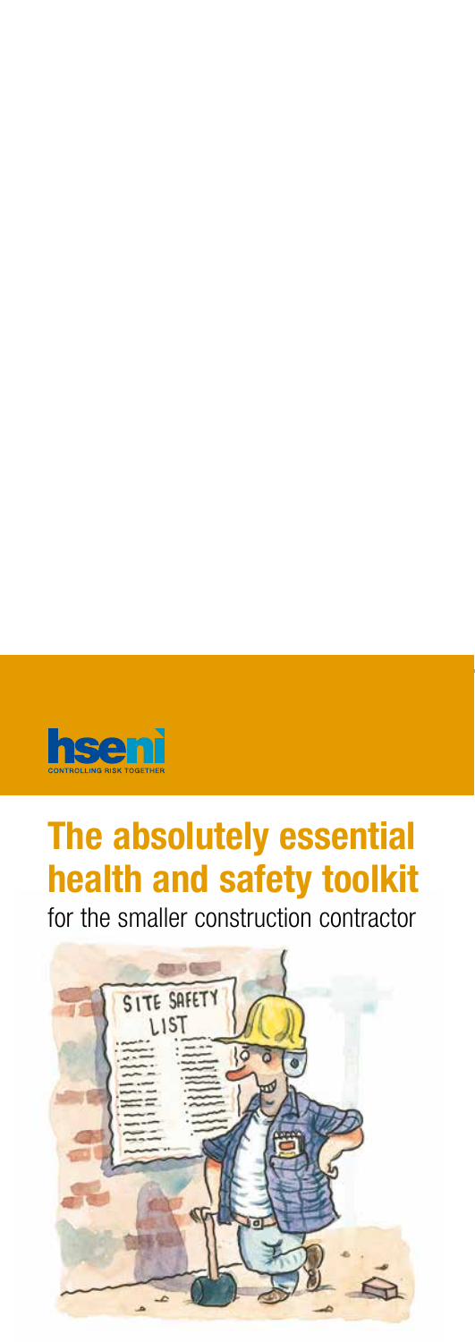hseni

CONTROLLING RISK TOGETHER

# The absolutely essential health and safety toolkit

for the smaller construction contractor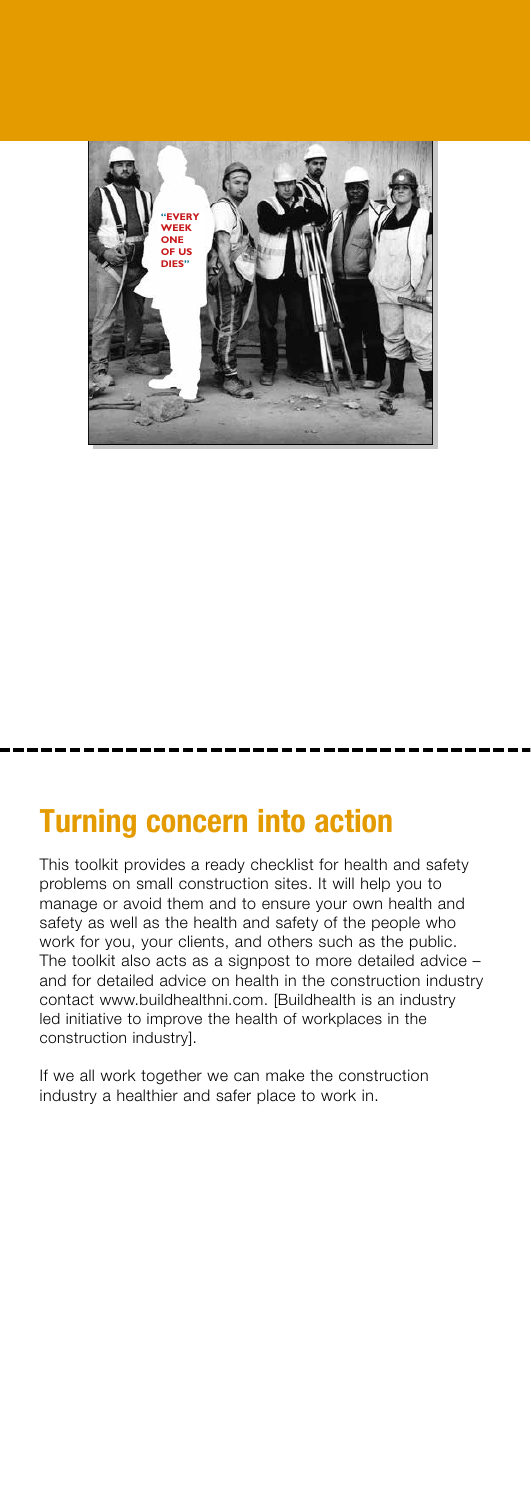## Turning concern into action

This toolkit provides a ready checklist for health and safety problems on small construction sites. It will help you to manage or avoid them and to ensure your own health and safety as well as the health and safety of the people who work for you, your clients, and others such as the public. The toolkit also acts as a signpost to more detailed advice – and for detailed advice on health in the construction industry contact www.buildhealthni.com. [Buildhealth is an industry led initiative to improve the health of workplaces in the construction industry].

If we all work together we can make the construction industry a healthier and safer place to work in.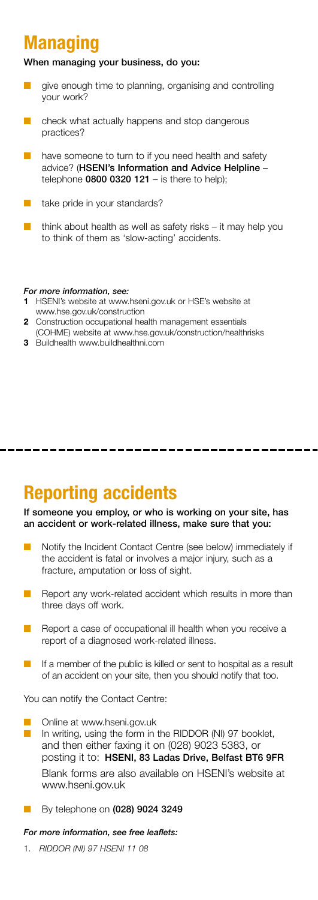## Managing

**When managing your business, do you:**

- give enough time to planning, organising and controlling your work?
- check what actually happens and stop dangerous practices?
- have someone to turn to if you need health and safety advice? (**HSENI's Information and Advice Helpline** – telephone **0800 0320 121** – is there to help);
- take pride in your standards?
- think about health as well as safety risks – it may help you to think of them as 'slow-acting' accidents.

***For more information, see:***

1. HSENI's website at www.hseni.gov.uk or HSE's website at www.hse.gov.uk/construction
2. Construction occupational health management essentials (COHME) website at www.hse.gov.uk/construction/healthrisks
3. Buildhealth www.buildhealthni.com

## Reporting accidents

**If someone you employ, or who is working on your site, has an accident or work-related illness, make sure that you:**

- Notify the Incident Contact Centre (see below) immediately if the accident is fatal or involves a major injury, such as a fracture, amputation or loss of sight.
- Report any work-related accident which results in more than three days off work.
- Report a case of occupational ill health when you receive a report of a diagnosed work-related illness.
- If a member of the public is killed or sent to hospital as a result of an accident on your site, then you should notify that too.

You can notify the Contact Centre:

- Online at www.hseni.gov.uk
- In writing, using the form in the RIDDOR (NI) 97 booklet, and then either faxing it on (028) 9023 5383, or posting it to: **HSENI, 83 Ladas Drive, Belfast BT6 9FR**

  Blank forms are also available on HSENI's website at www.hseni.gov.uk
- By telephone on **(028) 9024 3249**

***For more information, see free leaflets:***

1. *RIDDOR (NI) 97 HSENI 11 08*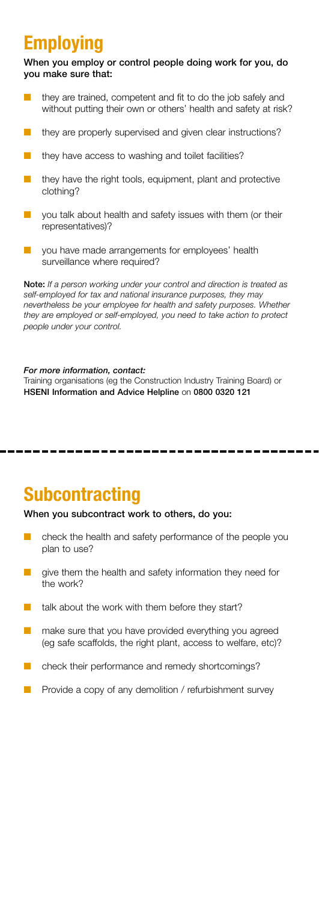# Employing

**When you employ or control people doing work for you, do you make sure that:**

- they are trained, competent and fit to do the job safely and without putting their own or others' health and safety at risk?
- they are properly supervised and given clear instructions?
- they have access to washing and toilet facilities?
- they have the right tools, equipment, plant and protective clothing?
- you talk about health and safety issues with them (or their representatives)?
- you have made arrangements for employees' health surveillance where required?

**Note:** *If a person working under your control and direction is treated as self-employed for tax and national insurance purposes, they may nevertheless be your employee for health and safety purposes. Whether they are employed or self-employed, you need to take action to protect people under your control.*

***For more information, contact:***
Training organisations (eg the Construction Industry Training Board) or **HSENI Information and Advice Helpline** on **0800 0320 121**

---

# Subcontracting

**When you subcontract work to others, do you:**

- check the health and safety performance of the people you plan to use?
- give them the health and safety information they need for the work?
- talk about the work with them before they start?
- make sure that you have provided everything you agreed (eg safe scaffolds, the right plant, access to welfare, etc)?
- check their performance and remedy shortcomings?
- Provide a copy of any demolition / refurbishment survey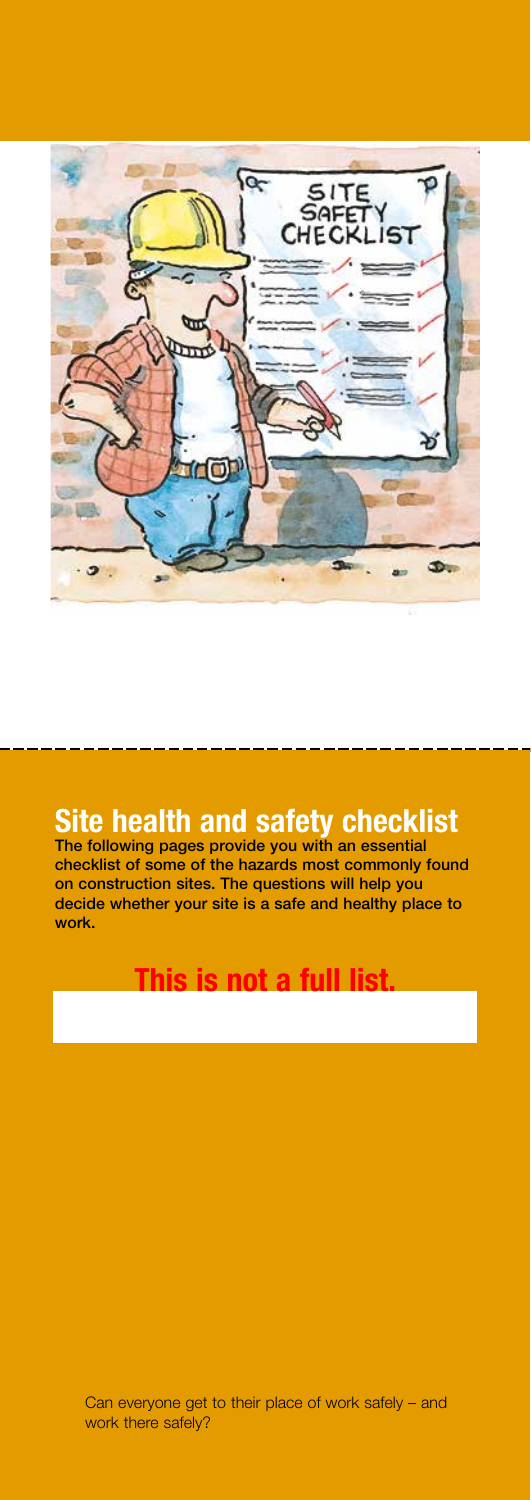## Site health and safety checklist

**The following pages provide you with an essential checklist of some of the hazards most commonly found on construction sites. The questions will help you decide whether your site is a safe and healthy place to work.**

**This is not a full list.**

Can everyone get to their place of work safely – and work there safely?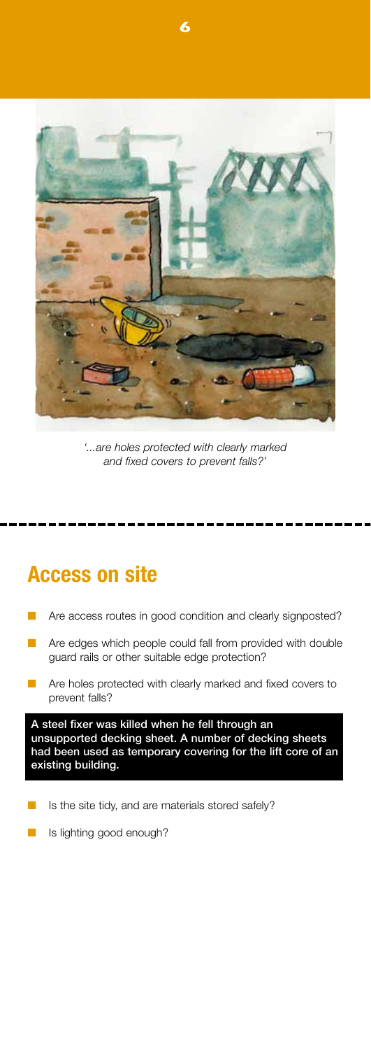*'...are holes protected with clearly marked and fixed covers to prevent falls?'*

## Access on site

- Are access routes in good condition and clearly signposted?
- Are edges which people could fall from provided with double guard rails or other suitable edge protection?
- Are holes protected with clearly marked and fixed covers to prevent falls?

**A steel fixer was killed when he fell through an unsupported decking sheet. A number of decking sheets had been used as temporary covering for the lift core of an existing building.**

- Is the site tidy, and are materials stored safely?
- Is lighting good enough?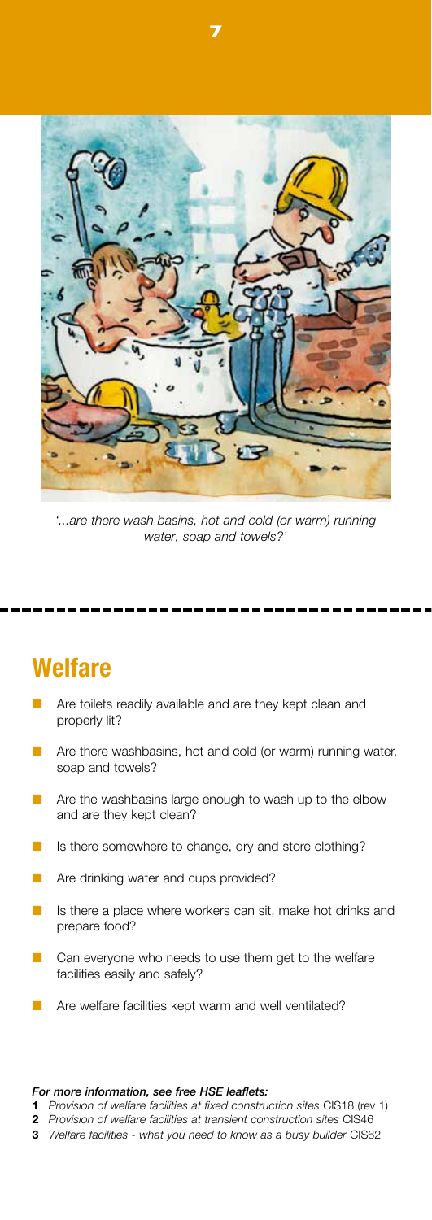*'...are there wash basins, hot and cold (or warm) running water, soap and towels?'*

## Welfare

- Are toilets readily available and are they kept clean and properly lit?
- Are there washbasins, hot and cold (or warm) running water, soap and towels?
- Are the washbasins large enough to wash up to the elbow and are they kept clean?
- Is there somewhere to change, dry and store clothing?
- Are drinking water and cups provided?
- Is there a place where workers can sit, make hot drinks and prepare food?
- Can everyone who needs to use them get to the welfare facilities easily and safely?
- Are welfare facilities kept warm and well ventilated?

***For more information, see free HSE leaflets:***

1. *Provision of welfare facilities at fixed construction sites* CIS18 (rev 1)
2. *Provision of welfare facilities at transient construction sites* CIS46
3. *Welfare facilities - what you need to know as a busy builder* CIS62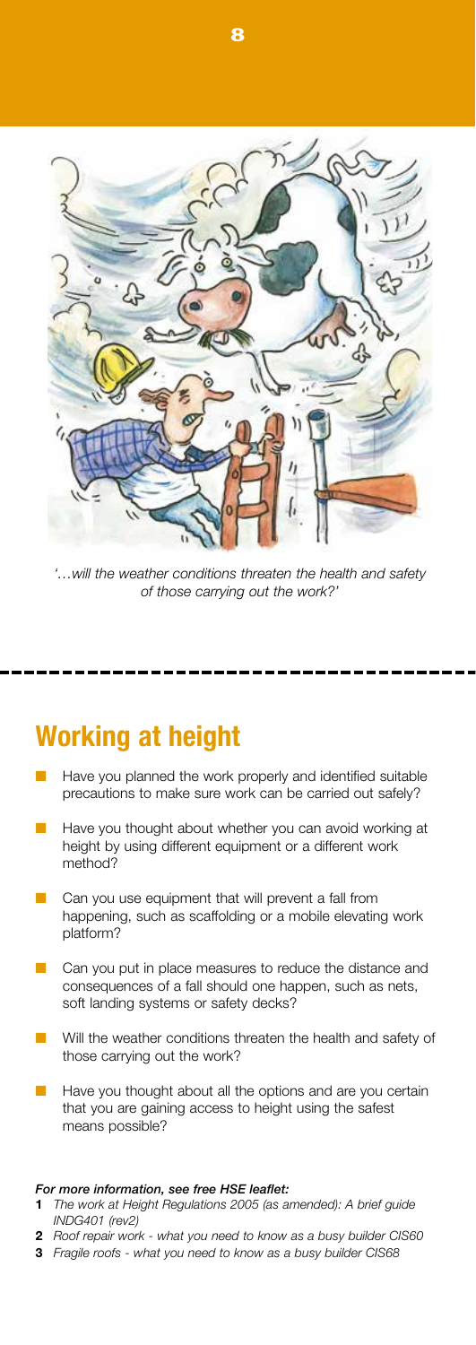*'…will the weather conditions threaten the health and safety of those carrying out the work?'*

## Working at height

- Have you planned the work properly and identified suitable precautions to make sure work can be carried out safely?
- Have you thought about whether you can avoid working at height by using different equipment or a different work method?
- Can you use equipment that will prevent a fall from happening, such as scaffolding or a mobile elevating work platform?
- Can you put in place measures to reduce the distance and consequences of a fall should one happen, such as nets, soft landing systems or safety decks?
- Will the weather conditions threaten the health and safety of those carrying out the work?
- Have you thought about all the options and are you certain that you are gaining access to height using the safest means possible?

***For more information, see free HSE leaflet:***

1. *The work at Height Regulations 2005 (as amended): A brief guide INDG401 (rev2)*
2. *Roof repair work - what you need to know as a busy builder CIS60*
3. *Fragile roofs - what you need to know as a busy builder CIS68*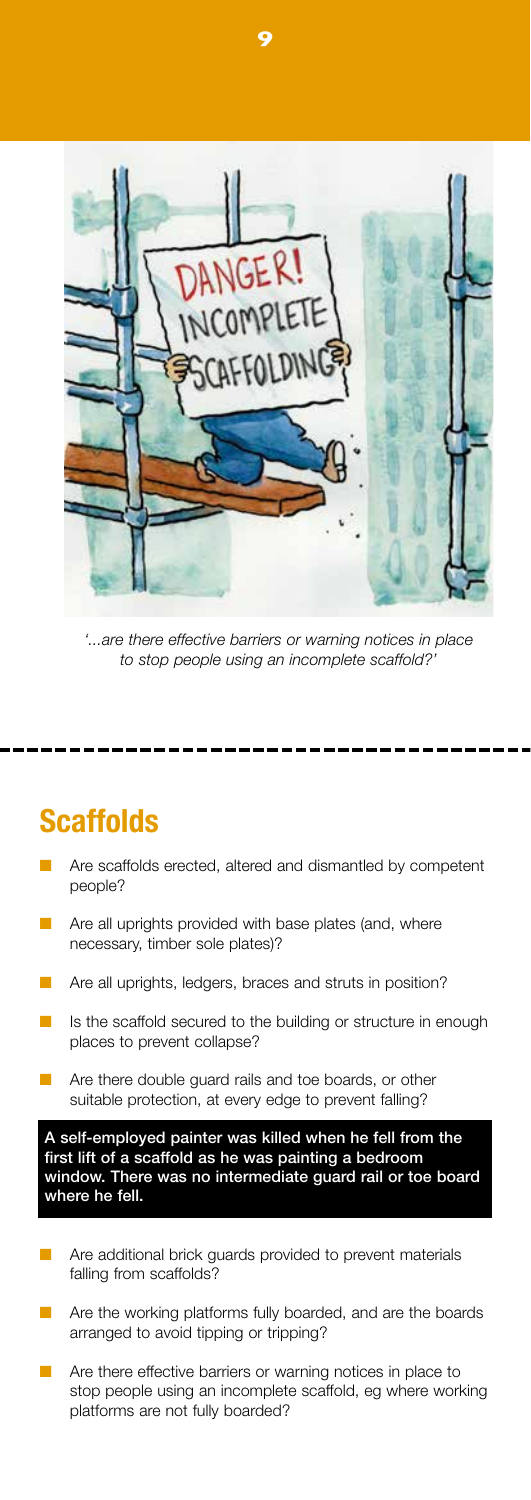*'...are there effective barriers or warning notices in place to stop people using an incomplete scaffold?'*

## Scaffolds

- Are scaffolds erected, altered and dismantled by competent people?
- Are all uprights provided with base plates (and, where necessary, timber sole plates)?
- Are all uprights, ledgers, braces and struts in position?
- Is the scaffold secured to the building or structure in enough places to prevent collapse?
- Are there double guard rails and toe boards, or other suitable protection, at every edge to prevent falling?

**A self-employed painter was killed when he fell from the first lift of a scaffold as he was painting a bedroom window. There was no intermediate guard rail or toe board where he fell.**

- Are additional brick guards provided to prevent materials falling from scaffolds?
- Are the working platforms fully boarded, and are the boards arranged to avoid tipping or tripping?
- Are there effective barriers or warning notices in place to stop people using an incomplete scaffold, eg where working platforms are not fully boarded?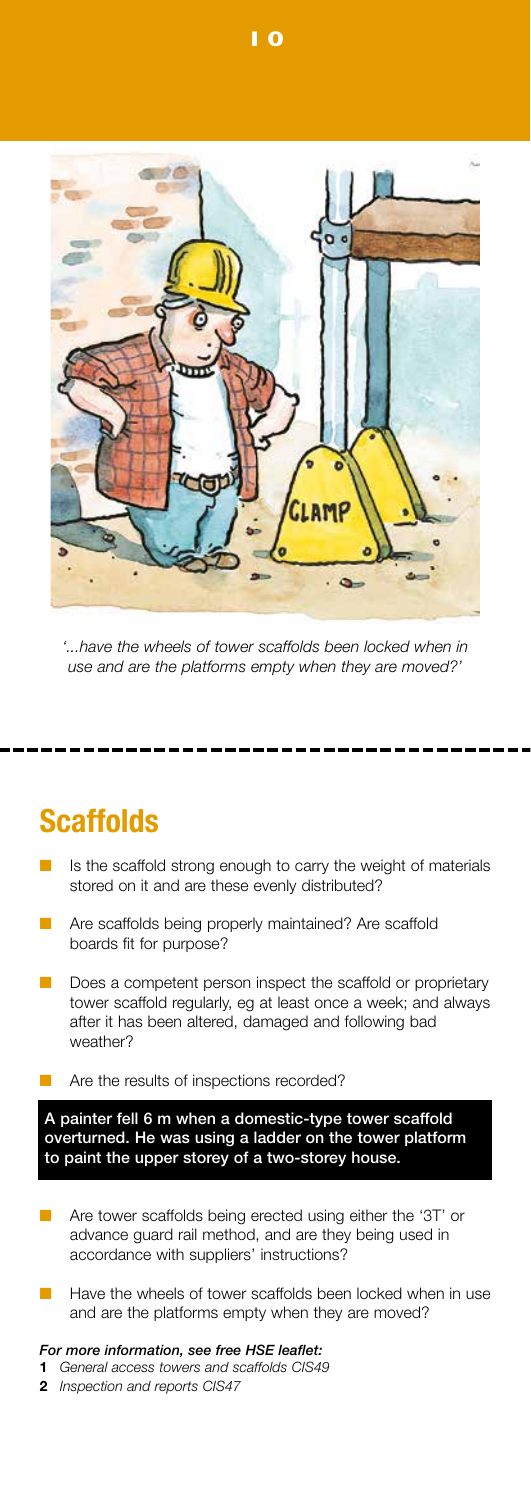*'...have the wheels of tower scaffolds been locked when in use and are the platforms empty when they are moved?'*

## Scaffolds

- Is the scaffold strong enough to carry the weight of materials stored on it and are these evenly distributed?
- Are scaffolds being properly maintained? Are scaffold boards fit for purpose?
- Does a competent person inspect the scaffold or proprietary tower scaffold regularly, eg at least once a week; and always after it has been altered, damaged and following bad weather?
- Are the results of inspections recorded?

**A painter fell 6 m when a domestic-type tower scaffold overturned. He was using a ladder on the tower platform to paint the upper storey of a two-storey house.**

- Are tower scaffolds being erected using either the '3T' or advance guard rail method, and are they being used in accordance with suppliers' instructions?
- Have the wheels of tower scaffolds been locked when in use and are the platforms empty when they are moved?

***For more information, see free HSE leaflet:***

1. *General access towers and scaffolds CIS49*
2. *Inspection and reports CIS47*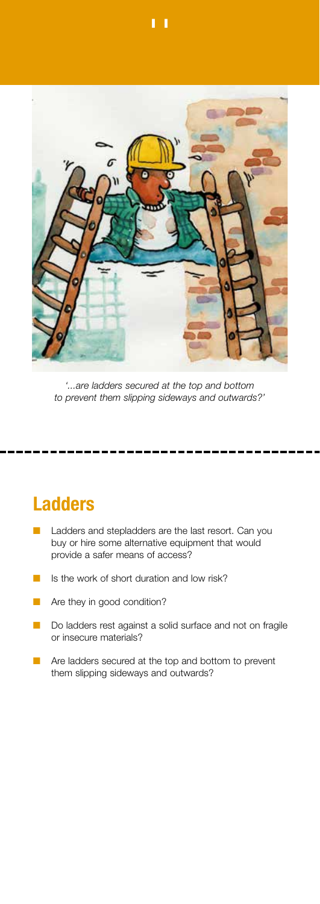*'...are ladders secured at the top and bottom to prevent them slipping sideways and outwards?'*

## Ladders

- Ladders and stepladders are the last resort. Can you buy or hire some alternative equipment that would provide a safer means of access?
- Is the work of short duration and low risk?
- Are they in good condition?
- Do ladders rest against a solid surface and not on fragile or insecure materials?
- Are ladders secured at the top and bottom to prevent them slipping sideways and outwards?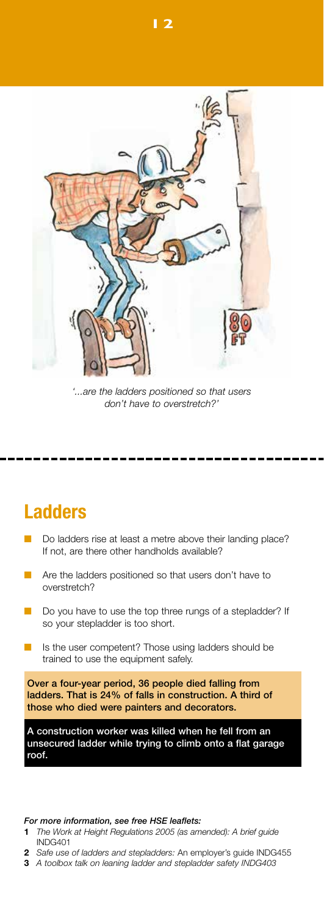*'...are the ladders positioned so that users don't have to overstretch?'*

## Ladders

- Do ladders rise at least a metre above their landing place? If not, are there other handholds available?
- Are the ladders positioned so that users don't have to overstretch?
- Do you have to use the top three rungs of a stepladder? If so your stepladder is too short.
- Is the user competent? Those using ladders should be trained to use the equipment safely.

**Over a four-year period, 36 people died falling from ladders. That is 24% of falls in construction. A third of those who died were painters and decorators.**

**A construction worker was killed when he fell from an unsecured ladder while trying to climb onto a flat garage roof.**

***For more information, see free HSE leaflets:***

1. *The Work at Height Regulations 2005 (as amended): A brief guide* INDG401
2. *Safe use of ladders and stepladders:* An employer's guide INDG455
3. *A toolbox talk on leaning ladder and stepladder safety INDG403*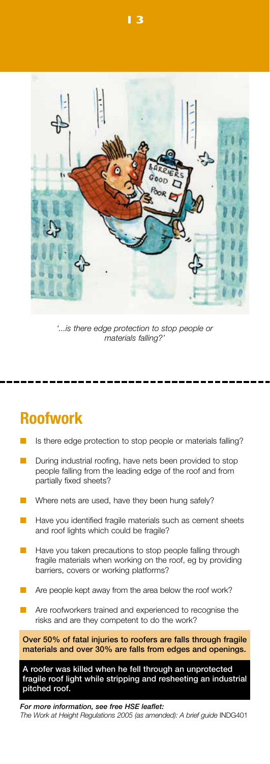*'...is there edge protection to stop people or materials falling?'*

## Roofwork

- Is there edge protection to stop people or materials falling?
- During industrial roofing, have nets been provided to stop people falling from the leading edge of the roof and from partially fixed sheets?
- Where nets are used, have they been hung safely?
- Have you identified fragile materials such as cement sheets and roof lights which could be fragile?
- Have you taken precautions to stop people falling through fragile materials when working on the roof, eg by providing barriers, covers or working platforms?
- Are people kept away from the area below the roof work?
- Are roofworkers trained and experienced to recognise the risks and are they competent to do the work?

**Over 50% of fatal injuries to roofers are falls through fragile materials and over 30% are falls from edges and openings.**

**A roofer was killed when he fell through an unprotected fragile roof light while stripping and resheeting an industrial pitched roof.**

***For more information, see free HSE leaflet:***
*The Work at Height Regulations 2005 (as amended): A brief guide* INDG401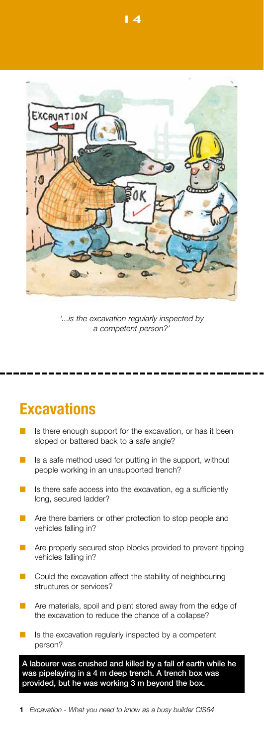*'...is the excavation regularly inspected by a competent person?'*

## Excavations

- Is there enough support for the excavation, or has it been sloped or battered back to a safe angle?
- Is a safe method used for putting in the support, without people working in an unsupported trench?
- Is there safe access into the excavation, eg a sufficiently long, secured ladder?
- Are there barriers or other protection to stop people and vehicles falling in?
- Are properly secured stop blocks provided to prevent tipping vehicles falling in?
- Could the excavation affect the stability of neighbouring structures or services?
- Are materials, spoil and plant stored away from the edge of the excavation to reduce the chance of a collapse?
- Is the excavation regularly inspected by a competent person?

**A labourer was crushed and killed by a fall of earth while he was pipelaying in a 4 m deep trench. A trench box was provided, but he was working 3 m beyond the box.**

1 *Excavation - What you need to know as a busy builder CIS64*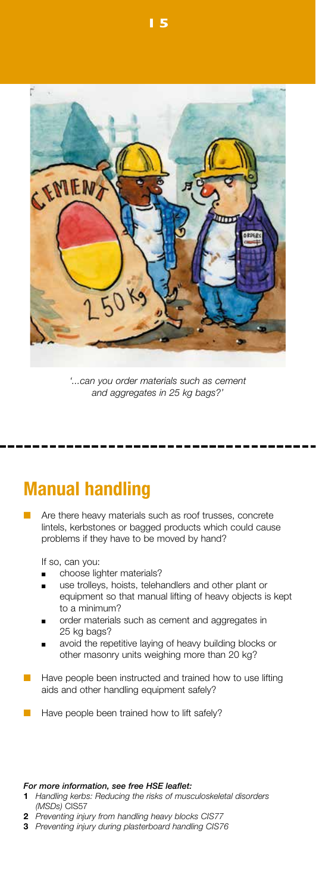*'...can you order materials such as cement and aggregates in 25 kg bags?'*

## Manual handling

- Are there heavy materials such as roof trusses, concrete lintels, kerbstones or bagged products which could cause problems if they have to be moved by hand?

  If so, can you:

  - choose lighter materials?
  - use trolleys, hoists, telehandlers and other plant or equipment so that manual lifting of heavy objects is kept to a minimum?
  - order materials such as cement and aggregates in 25 kg bags?
  - avoid the repetitive laying of heavy building blocks or other masonry units weighing more than 20 kg?

- Have people been instructed and trained how to use lifting aids and other handling equipment safely?

- Have people been trained how to lift safely?

***For more information, see free HSE leaflet:***

1. *Handling kerbs: Reducing the risks of musculoskeletal disorders (MSDs)* CIS57
2. *Preventing injury from handling heavy blocks CIS77*
3. *Preventing injury during plasterboard handling CIS76*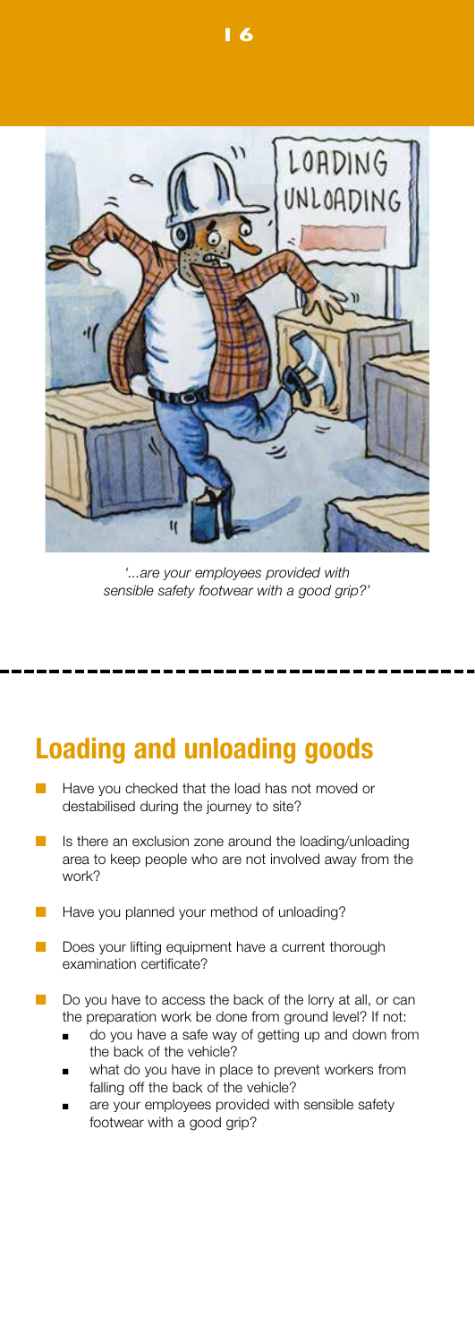*'...are your employees provided with sensible safety footwear with a good grip?'*

## Loading and unloading goods

- Have you checked that the load has not moved or destabilised during the journey to site?
- Is there an exclusion zone around the loading/unloading area to keep people who are not involved away from the work?
- Have you planned your method of unloading?
- Does your lifting equipment have a current thorough examination certificate?
- Do you have to access the back of the lorry at all, or can the preparation work be done from ground level? If not:
  - do you have a safe way of getting up and down from the back of the vehicle?
  - what do you have in place to prevent workers from falling off the back of the vehicle?
  - are your employees provided with sensible safety footwear with a good grip?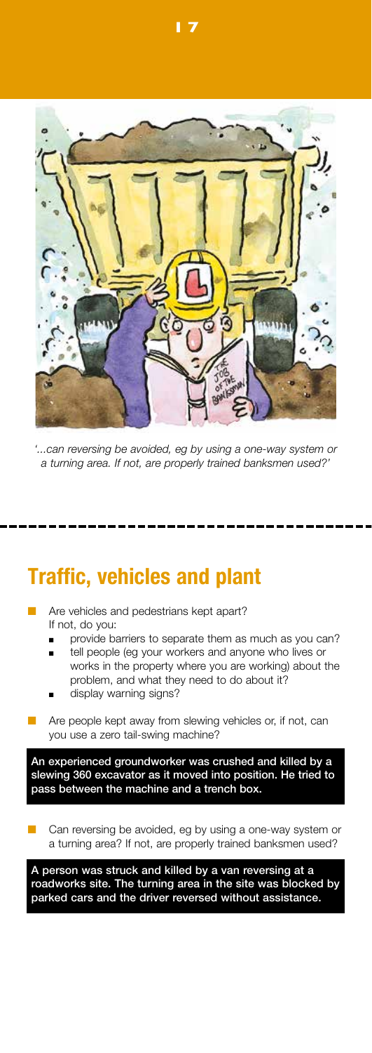*'...can reversing be avoided, eg by using a one-way system or a turning area. If not, are properly trained banksmen used?'*

## Traffic, vehicles and plant

- Are vehicles and pedestrians kept apart? If not, do you:
  - provide barriers to separate them as much as you can?
  - tell people (eg your workers and anyone who lives or works in the property where you are working) about the problem, and what they need to do about it?
  - display warning signs?
- Are people kept away from slewing vehicles or, if not, can you use a zero tail-swing machine?

**An experienced groundworker was crushed and killed by a slewing 360 excavator as it moved into position. He tried to pass between the machine and a trench box.**

- Can reversing be avoided, eg by using a one-way system or a turning area? If not, are properly trained banksmen used?

**A person was struck and killed by a van reversing at a roadworks site. The turning area in the site was blocked by parked cars and the driver reversed without assistance.**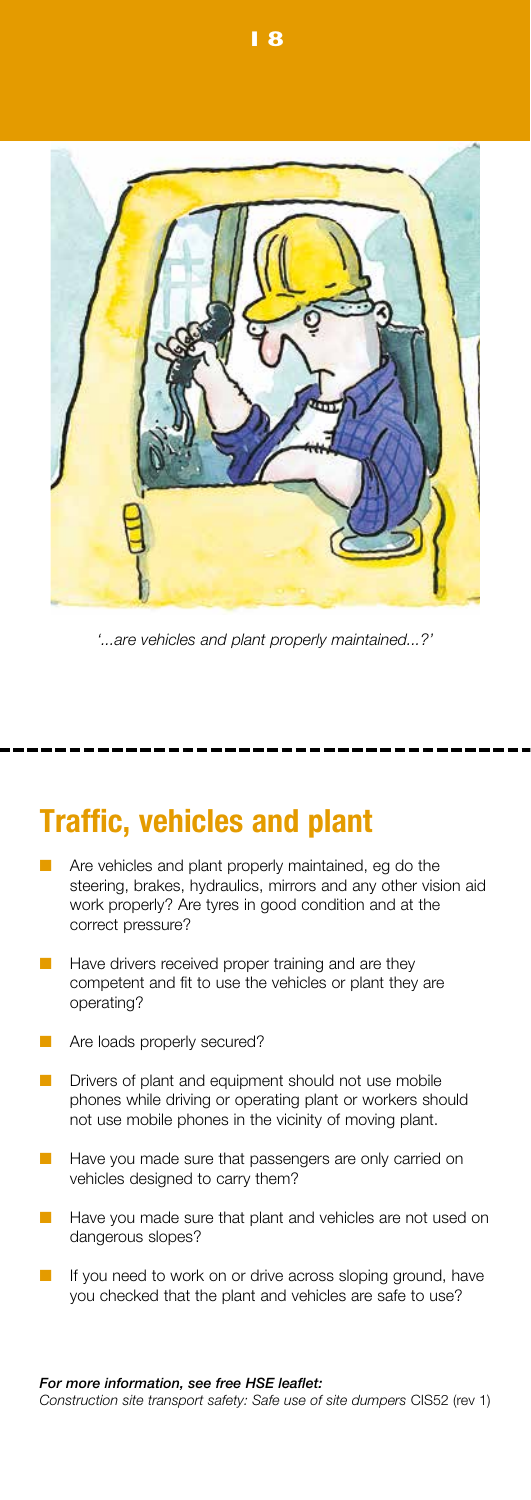*'...are vehicles and plant properly maintained...?'*

## Traffic, vehicles and plant

- Are vehicles and plant properly maintained, eg do the steering, brakes, hydraulics, mirrors and any other vision aid work properly? Are tyres in good condition and at the correct pressure?
- Have drivers received proper training and are they competent and fit to use the vehicles or plant they are operating?
- Are loads properly secured?
- Drivers of plant and equipment should not use mobile phones while driving or operating plant or workers should not use mobile phones in the vicinity of moving plant.
- Have you made sure that passengers are only carried on vehicles designed to carry them?
- Have you made sure that plant and vehicles are not used on dangerous slopes?
- If you need to work on or drive across sloping ground, have you checked that the plant and vehicles are safe to use?

***For more information, see free HSE leaflet:***
*Construction site transport safety: Safe use of site dumpers* CIS52 (rev 1)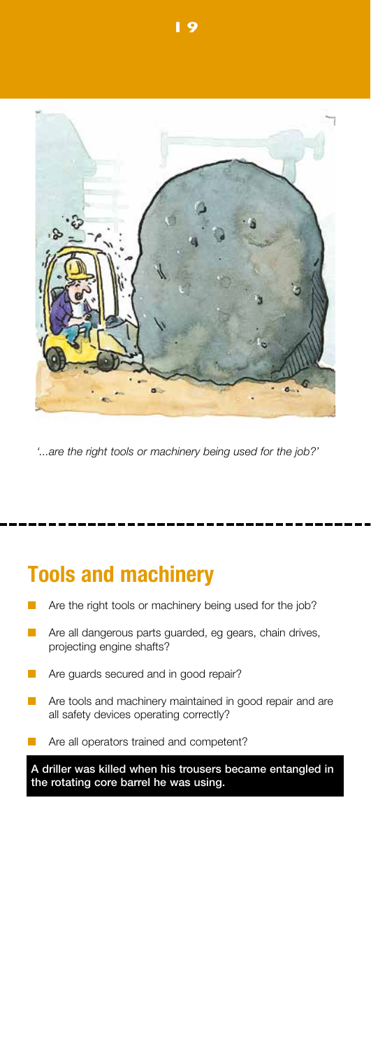*'...are the right tools or machinery being used for the job?'*

## Tools and machinery

- Are the right tools or machinery being used for the job?
- Are all dangerous parts guarded, eg gears, chain drives, projecting engine shafts?
- Are guards secured and in good repair?
- Are tools and machinery maintained in good repair and are all safety devices operating correctly?
- Are all operators trained and competent?

**A driller was killed when his trousers became entangled in the rotating core barrel he was using.**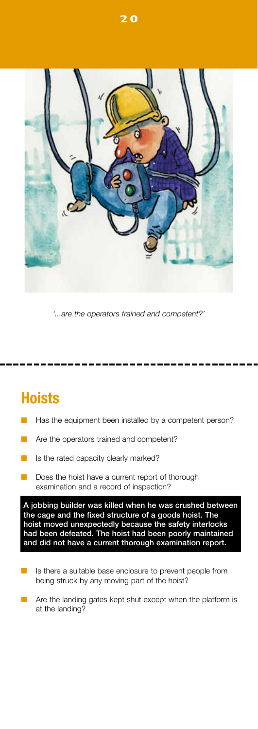*'...are the operators trained and competent?'*

## Hoists

- Has the equipment been installed by a competent person?
- Are the operators trained and competent?
- Is the rated capacity clearly marked?
- Does the hoist have a current report of thorough examination and a record of inspection?

**A jobbing builder was killed when he was crushed between the cage and the fixed structure of a goods hoist. The hoist moved unexpectedly because the safety interlocks had been defeated. The hoist had been poorly maintained and did not have a current thorough examination report.**

- Is there a suitable base enclosure to prevent people from being struck by any moving part of the hoist?
- Are the landing gates kept shut except when the platform is at the landing?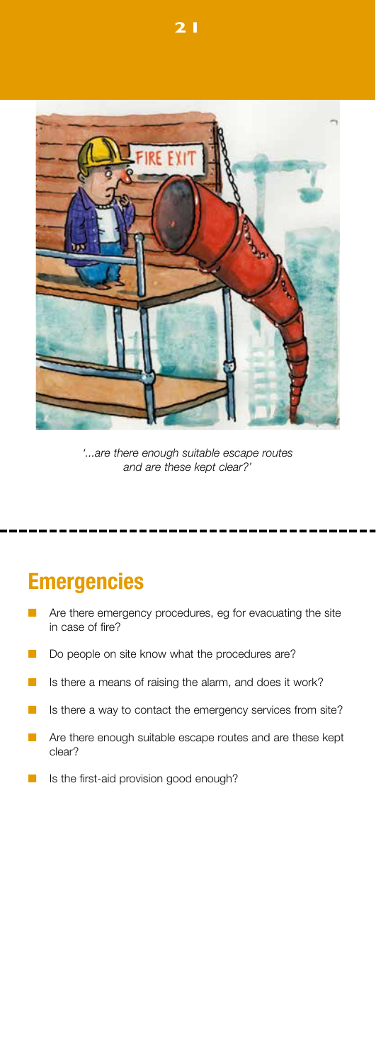*'...are there enough suitable escape routes and are these kept clear?'*

## Emergencies

- Are there emergency procedures, eg for evacuating the site in case of fire?
- Do people on site know what the procedures are?
- Is there a means of raising the alarm, and does it work?
- Is there a way to contact the emergency services from site?
- Are there enough suitable escape routes and are these kept clear?
- Is the first-aid provision good enough?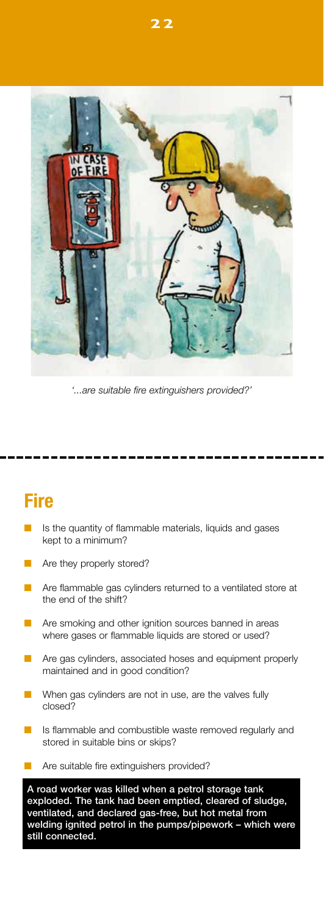*'...are suitable fire extinguishers provided?'*

## Fire

- Is the quantity of flammable materials, liquids and gases kept to a minimum?
- Are they properly stored?
- Are flammable gas cylinders returned to a ventilated store at the end of the shift?
- Are smoking and other ignition sources banned in areas where gases or flammable liquids are stored or used?
- Are gas cylinders, associated hoses and equipment properly maintained and in good condition?
- When gas cylinders are not in use, are the valves fully closed?
- Is flammable and combustible waste removed regularly and stored in suitable bins or skips?
- Are suitable fire extinguishers provided?

**A road worker was killed when a petrol storage tank exploded. The tank had been emptied, cleared of sludge, ventilated, and declared gas-free, but hot metal from welding ignited petrol in the pumps/pipework – which were still connected.**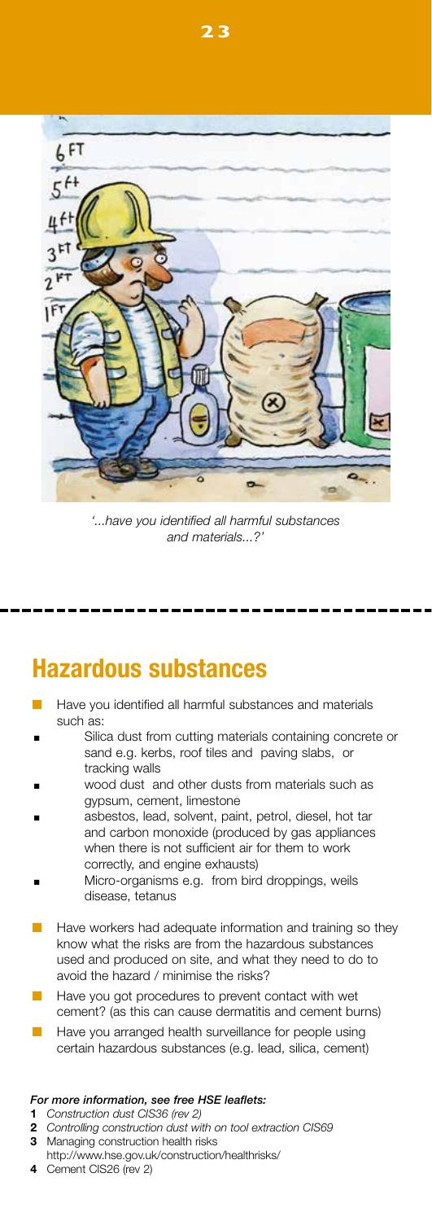*'...have you identified all harmful substances and materials...?'*

## Hazardous substances

- Have you identified all harmful substances and materials such as:
  - Silica dust from cutting materials containing concrete or sand e.g. kerbs, roof tiles and paving slabs, or tracking walls
  - wood dust and other dusts from materials such as gypsum, cement, limestone
  - asbestos, lead, solvent, paint, petrol, diesel, hot tar and carbon monoxide (produced by gas appliances when there is not sufficient air for them to work correctly, and engine exhausts)
  - Micro-organisms e.g. from bird droppings, weils disease, tetanus
- Have workers had adequate information and training so they know what the risks are from the hazardous substances used and produced on site, and what they need to do to avoid the hazard / minimise the risks?
- Have you got procedures to prevent contact with wet cement? (as this can cause dermatitis and cement burns)
- Have you arranged health surveillance for people using certain hazardous substances (e.g. lead, silica, cement)

***For more information, see free HSE leaflets:***

1. *Construction dust CIS36 (rev 2)*
2. *Controlling construction dust with on tool extraction CIS69*
3. Managing construction health risks
   http://www.hse.gov.uk/construction/healthrisks/
4. Cement CIS26 (rev 2)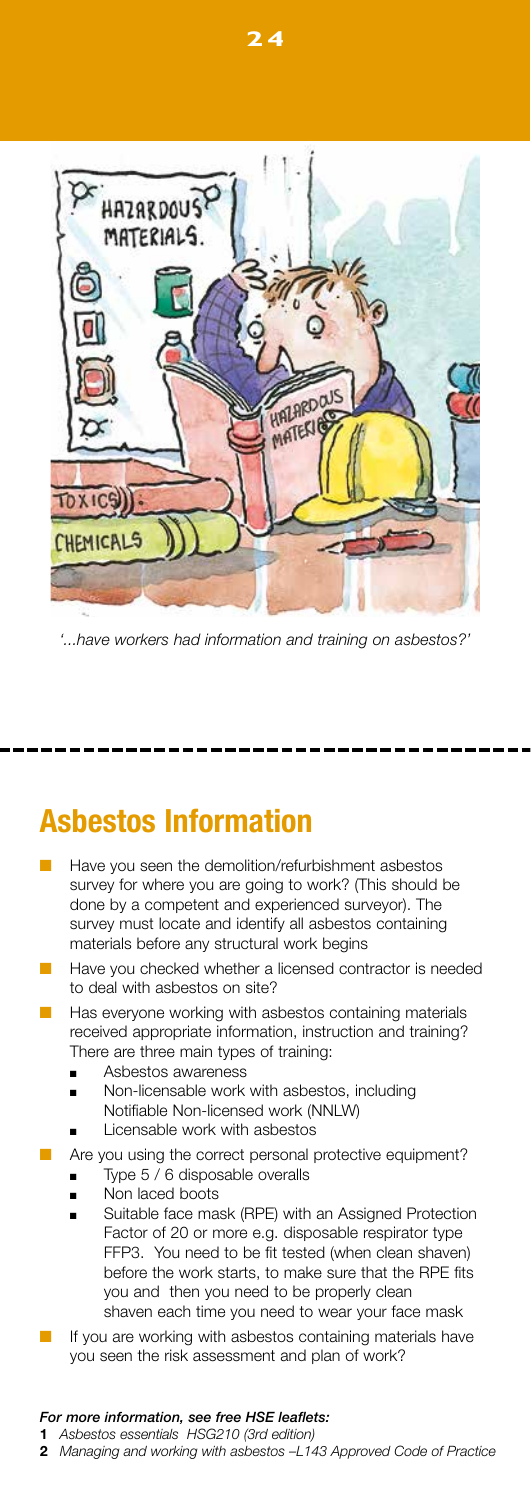*'...have workers had information and training on asbestos?'*

## Asbestos Information

- Have you seen the demolition/refurbishment asbestos survey for where you are going to work? (This should be done by a competent and experienced surveyor). The survey must locate and identify all asbestos containing materials before any structural work begins
- Have you checked whether a licensed contractor is needed to deal with asbestos on site?
- Has everyone working with asbestos containing materials received appropriate information, instruction and training? There are three main types of training:
  - Asbestos awareness
  - Non-licensable work with asbestos, including Notifiable Non-licensed work (NNLW)
  - Licensable work with asbestos
- Are you using the correct personal protective equipment?
  - Type 5 / 6 disposable overalls
  - Non laced boots
  - Suitable face mask (RPE) with an Assigned Protection Factor of 20 or more e.g. disposable respirator type FFP3. You need to be fit tested (when clean shaven) before the work starts, to make sure that the RPE fits you and then you need to be properly clean shaven each time you need to wear your face mask
- If you are working with asbestos containing materials have you seen the risk assessment and plan of work?

***For more information, see free HSE leaflets:***

**1** *Asbestos essentials HSG210 (3rd edition)*

**2** *Managing and working with asbestos –L143 Approved Code of Practice*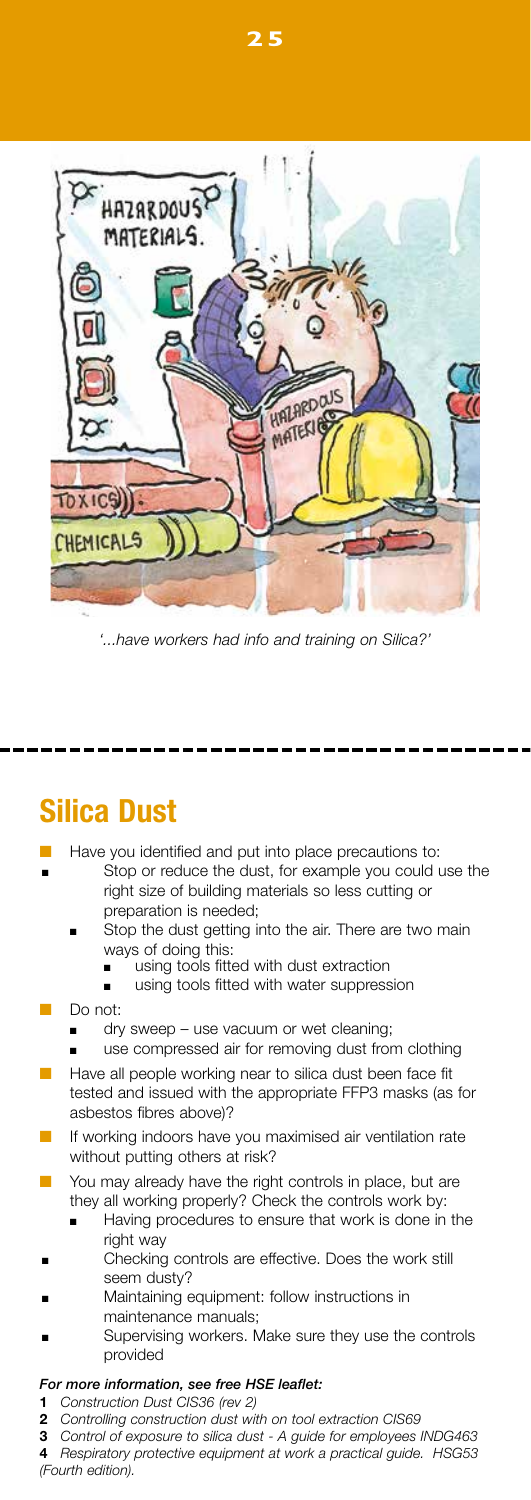*'...have workers had info and training on Silica?'*

## Silica Dust

- Have you identified and put into place precautions to:
  - Stop or reduce the dust, for example you could use the right size of building materials so less cutting or preparation is needed;
  - Stop the dust getting into the air. There are two main ways of doing this:
    - using tools fitted with dust extraction
    - using tools fitted with water suppression
- Do not:
  - dry sweep – use vacuum or wet cleaning;
  - use compressed air for removing dust from clothing
- Have all people working near to silica dust been face fit tested and issued with the appropriate FFP3 masks (as for asbestos fibres above)?
- If working indoors have you maximised air ventilation rate without putting others at risk?
- You may already have the right controls in place, but are they all working properly? Check the controls work by:
  - Having procedures to ensure that work is done in the right way
  - Checking controls are effective. Does the work still seem dusty?
  - Maintaining equipment: follow instructions in maintenance manuals;
  - Supervising workers. Make sure they use the controls provided

***For more information, see free HSE leaflet:***

1. *Construction Dust CIS36 (rev 2)*
2. *Controlling construction dust with on tool extraction CIS69*
3. *Control of exposure to silica dust - A guide for employees INDG463*
4. *Respiratory protective equipment at work a practical guide. HSG53 (Fourth edition).*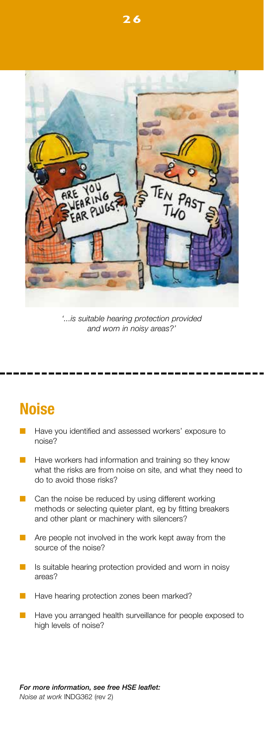*'...is suitable hearing protection provided and worn in noisy areas?'*

## Noise

- Have you identified and assessed workers' exposure to noise?
- Have workers had information and training so they know what the risks are from noise on site, and what they need to do to avoid those risks?
- Can the noise be reduced by using different working methods or selecting quieter plant, eg by fitting breakers and other plant or machinery with silencers?
- Are people not involved in the work kept away from the source of the noise?
- Is suitable hearing protection provided and worn in noisy areas?
- Have hearing protection zones been marked?
- Have you arranged health surveillance for people exposed to high levels of noise?

***For more information, see free HSE leaflet:***
*Noise at work* INDG362 (rev 2)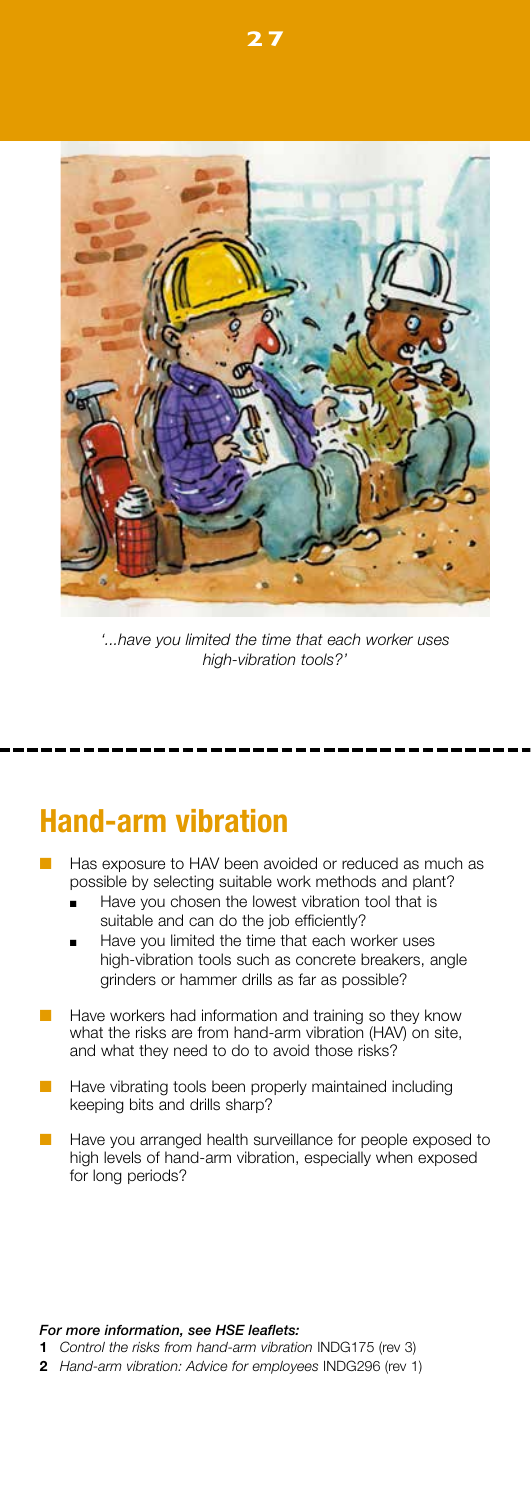*'...have you limited the time that each worker uses high-vibration tools?'*

## Hand-arm vibration

- Has exposure to HAV been avoided or reduced as much as possible by selecting suitable work methods and plant?
  - Have you chosen the lowest vibration tool that is suitable and can do the job efficiently?
  - Have you limited the time that each worker uses high-vibration tools such as concrete breakers, angle grinders or hammer drills as far as possible?
- Have workers had information and training so they know what the risks are from hand-arm vibration (HAV) on site, and what they need to do to avoid those risks?
- Have vibrating tools been properly maintained including keeping bits and drills sharp?
- Have you arranged health surveillance for people exposed to high levels of hand-arm vibration, especially when exposed for long periods?

***For more information, see HSE leaflets:***

1. *Control the risks from hand-arm vibration* INDG175 (rev 3)
2. *Hand-arm vibration: Advice for employees* INDG296 (rev 1)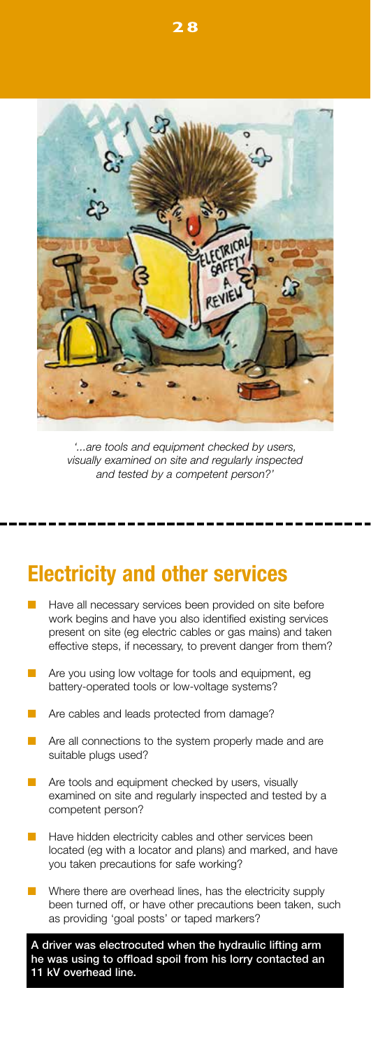*'...are tools and equipment checked by users, visually examined on site and regularly inspected and tested by a competent person?'*

## Electricity and other services

- Have all necessary services been provided on site before work begins and have you also identified existing services present on site (eg electric cables or gas mains) and taken effective steps, if necessary, to prevent danger from them?
- Are you using low voltage for tools and equipment, eg battery-operated tools or low-voltage systems?
- Are cables and leads protected from damage?
- Are all connections to the system properly made and are suitable plugs used?
- Are tools and equipment checked by users, visually examined on site and regularly inspected and tested by a competent person?
- Have hidden electricity cables and other services been located (eg with a locator and plans) and marked, and have you taken precautions for safe working?
- Where there are overhead lines, has the electricity supply been turned off, or have other precautions been taken, such as providing 'goal posts' or taped markers?

**A driver was electrocuted when the hydraulic lifting arm he was using to offload spoil from his lorry contacted an 11 kV overhead line.**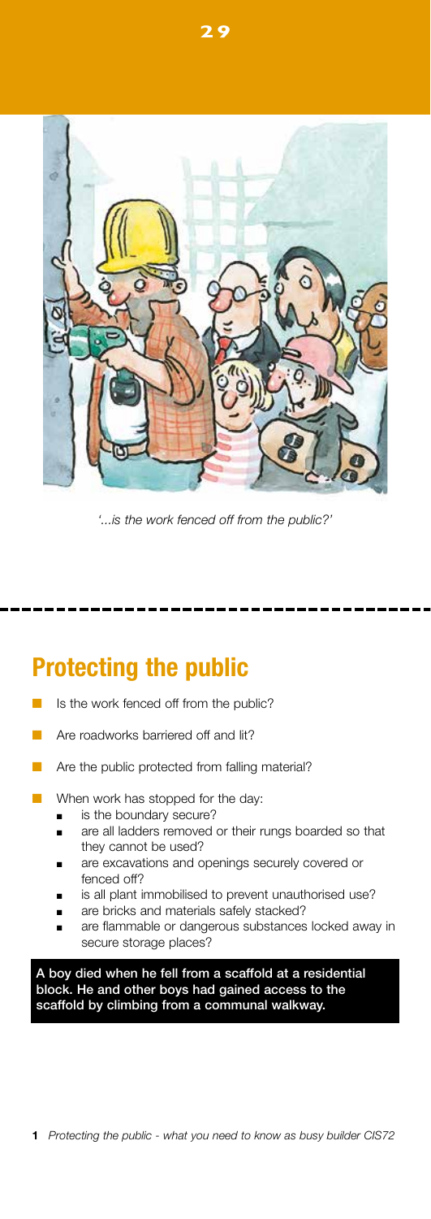*'...is the work fenced off from the public?'*

## Protecting the public

- Is the work fenced off from the public?
- Are roadworks barriered off and lit?
- Are the public protected from falling material?
- When work has stopped for the day:
  - is the boundary secure?
  - are all ladders removed or their rungs boarded so that they cannot be used?
  - are excavations and openings securely covered or fenced off?
  - is all plant immobilised to prevent unauthorised use?
  - are bricks and materials safely stacked?
  - are flammable or dangerous substances locked away in secure storage places?

**A boy died when he fell from a scaffold at a residential block. He and other boys had gained access to the scaffold by climbing from a communal walkway.**

**1** *Protecting the public - what you need to know as busy builder CIS72*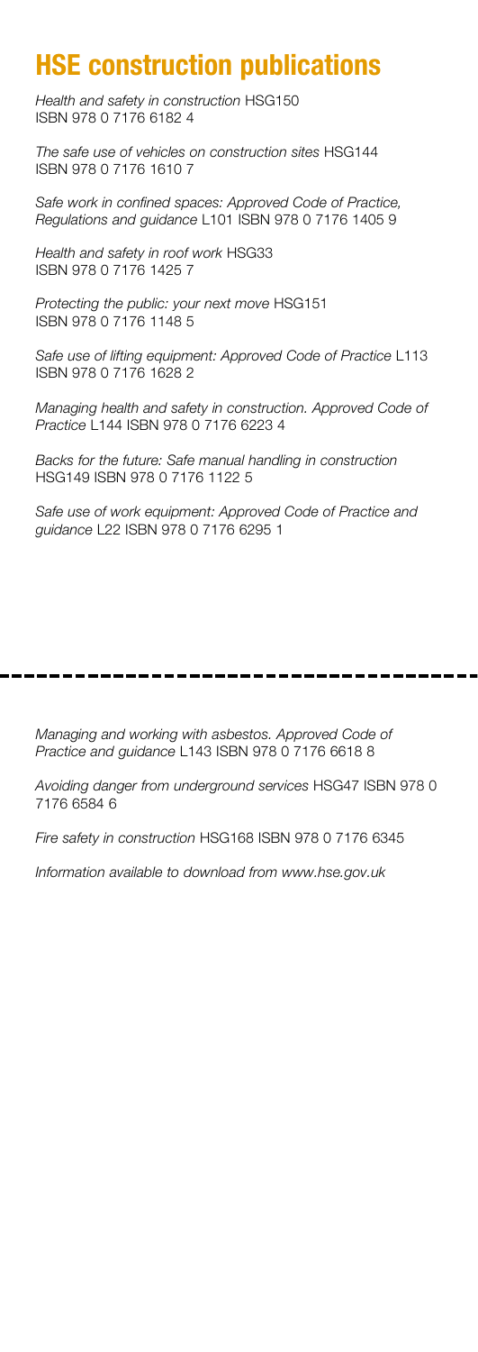# HSE construction publications

*Health and safety in construction* HSG150
ISBN 978 0 7176 6182 4

*The safe use of vehicles on construction sites* HSG144
ISBN 978 0 7176 1610 7

*Safe work in confined spaces: Approved Code of Practice, Regulations and guidance* L101 ISBN 978 0 7176 1405 9

*Health and safety in roof work* HSG33
ISBN 978 0 7176 1425 7

*Protecting the public: your next move* HSG151
ISBN 978 0 7176 1148 5

*Safe use of lifting equipment: Approved Code of Practice* L113
ISBN 978 0 7176 1628 2

*Managing health and safety in construction. Approved Code of Practice* L144 ISBN 978 0 7176 6223 4

*Backs for the future: Safe manual handling in construction* HSG149 ISBN 978 0 7176 1122 5

*Safe use of work equipment: Approved Code of Practice and guidance* L22 ISBN 978 0 7176 6295 1

---

*Managing and working with asbestos. Approved Code of Practice and guidance* L143 ISBN 978 0 7176 6618 8

*Avoiding danger from underground services* HSG47 ISBN 978 0 7176 6584 6

*Fire safety in construction* HSG168 ISBN 978 0 7176 6345

*Information available to download from www.hse.gov.uk*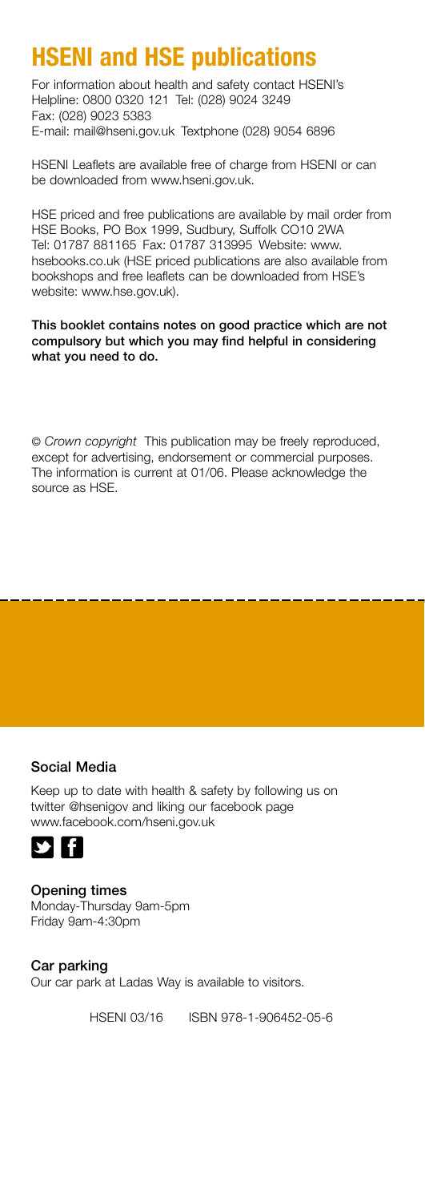# HSENI and HSE publications

For information about health and safety contact HSENI's Helpline: 0800 0320 121 Tel: (028) 9024 3249 Fax: (028) 9023 5383 E-mail: mail@hseni.gov.uk Textphone (028) 9054 6896

HSENI Leaflets are available free of charge from HSENI or can be downloaded from www.hseni.gov.uk.

HSE priced and free publications are available by mail order from HSE Books, PO Box 1999, Sudbury, Suffolk CO10 2WA Tel: 01787 881165 Fax: 01787 313995 Website: www.hsebooks.co.uk (HSE priced publications are also available from bookshops and free leaflets can be downloaded from HSE's website: www.hse.gov.uk).

**This booklet contains notes on good practice which are not compulsory but which you may find helpful in considering what you need to do.**

© *Crown copyright* This publication may be freely reproduced, except for advertising, endorsement or commercial purposes. The information is current at 01/06. Please acknowledge the source as HSE.

**Social Media**

Keep up to date with health & safety by following us on twitter @hsenigov and liking our facebook page www.facebook.com/hseni.gov.uk

**Opening times**
Monday-Thursday 9am-5pm
Friday 9am-4:30pm

**Car parking**
Our car park at Ladas Way is available to visitors.

HSENI 03/16 ISBN 978-1-906452-05-6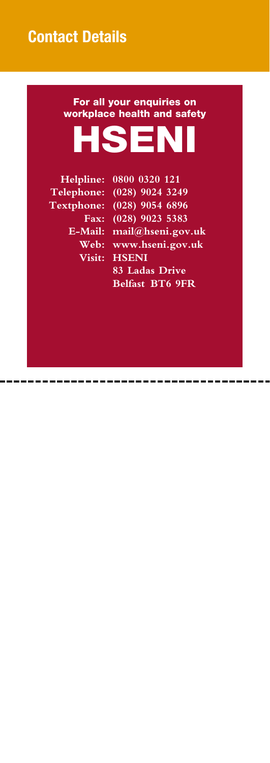## Contact Details

**For all your enquiries on workplace health and safety**

# HSENI

| | |
|---|---|
| **Helpline:** | **0800 0320 121** |
| **Telephone:** | **(028) 9024 3249** |
| **Textphone:** | **(028) 9054 6896** |
| **Fax:** | **(028) 9023 5383** |
| **E-Mail:** | **mail@hseni.gov.uk** |
| **Web:** | **www.hseni.gov.uk** |
| **Visit:** | **HSENI**<br>**83 Ladas Drive**<br>**Belfast BT6 9FR** |